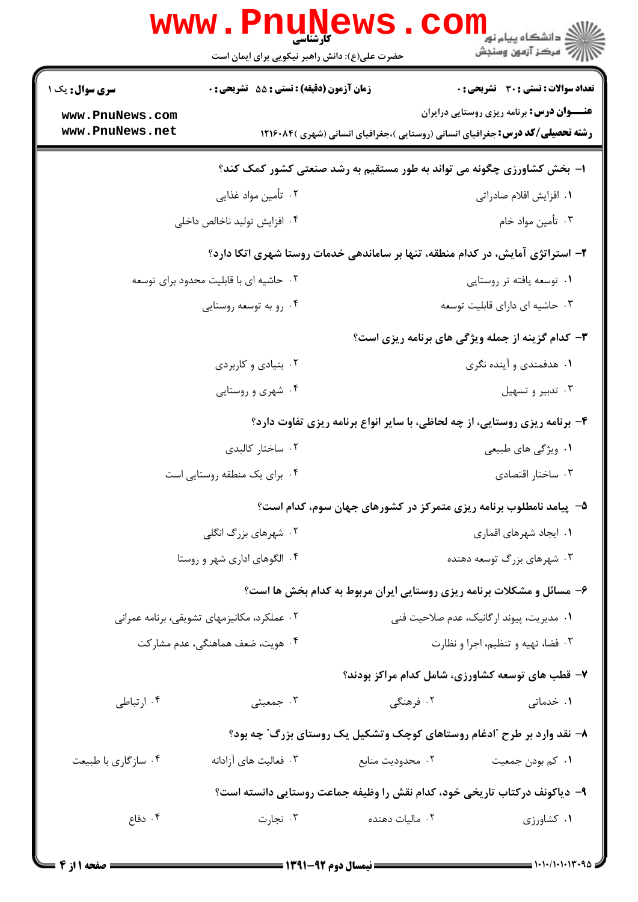کارشناسی

حضرت علی(ع): دانش راهبر نیکویی برای ایمان است

**سری سوال:** یک ۱ | **زمان آزمون (دقیقه) : تستی :** ۵۵ **تشریحی :** ۰ | **تعداد سوالات : تستی :** ۳۰ **تشریحی :** ۰

**عنـــوان درس:** برنامه ریزی روستایی درایران

**رشته تحصیلی/کد درس:** جغرافیای انسانی (روستایی )،جغرافیای انسانی (شهری )۱۲۱۶۰۸۴

**۱- بخش کشاورزی چگونه می تواند به طور مستقیم به رشد صنعتی کشور کمک کند؟**

۱. افزایش اقلام صادراتی
۲. تأمین مواد غذایی
۳. تأمین مواد خام
۴. افزایش تولید ناخالص داخلی

**۲- استراتژی آمایش، در کدام منطقه، تنها بر ساماندهی خدمات روستا شهری اتکا دارد؟**

۱. توسعه یافته تر روستایی
۲. حاشیه ای با قابلیت محدود برای توسعه
۳. حاشیه ای دارای قابلیت توسعه
۴. رو به توسعه روستایی

**۳- کدام گزینه از جمله ویژگی های برنامه ریزی است؟**

۱. هدفمندی و آینده نگری
۲. بنیادی و کاربردی
۳. تدبیر و تسهیل
۴. شهری و روستایی

**۴- برنامه ریزی روستایی، از چه لحاظی، با سایر انواع برنامه ریزی تفاوت دارد؟**

۱. ویژگی های طبیعی
۲. ساختار کالبدی
۳. ساختار اقتصادی
۴. برای یک منطقه روستایی است

**۵- پیامد نامطلوب برنامه ریزی متمرکز در کشورهای جهان سوم، کدام است؟**

۱. ایجاد شهرهای اقماری
۲. شهرهای بزرگ انگلی
۳. شهرهای بزرگ توسعه دهنده
۴. الگوهای اداری شهر و روستا

**۶- مسائل و مشکلات برنامه ریزی روستایی ایران مربوط به کدام بخش ها است؟**

۱. مدیریت، پیوند ارگانیک، عدم صلاحیت فنی
۲. عملکرد، مکانیزمهای تشویقی، برنامه عمرانی
۳. فضا، تهیه و تنظیم، اجرا و نظارت
۴. هویت، ضعف هماهنگی، عدم مشارکت

**۷- قطب های توسعه کشاورزی، شامل کدام مراکز بودند؟**

۱. خدماتی
۲. فرهنگی
۳. جمعیتی
۴. ارتباطی

**۸- نقد وارد بر طرح "ادغام روستاهای کوچک وتشکیل یک روستای بزرگ" چه بود؟**

۱. کم بودن جمعیت
۲. محدودیت منابع
۳. فعالیت های آزادانه
۴. سازگاری با طبیعت

**۹- دیاکونف درکتاب تاریخی خود، کدام نقش را وظیفه جماعت روستایی دانسته است؟**

۱. کشاورزی
۲. مالیات دهنده
۳. تجارت
۴. دفاع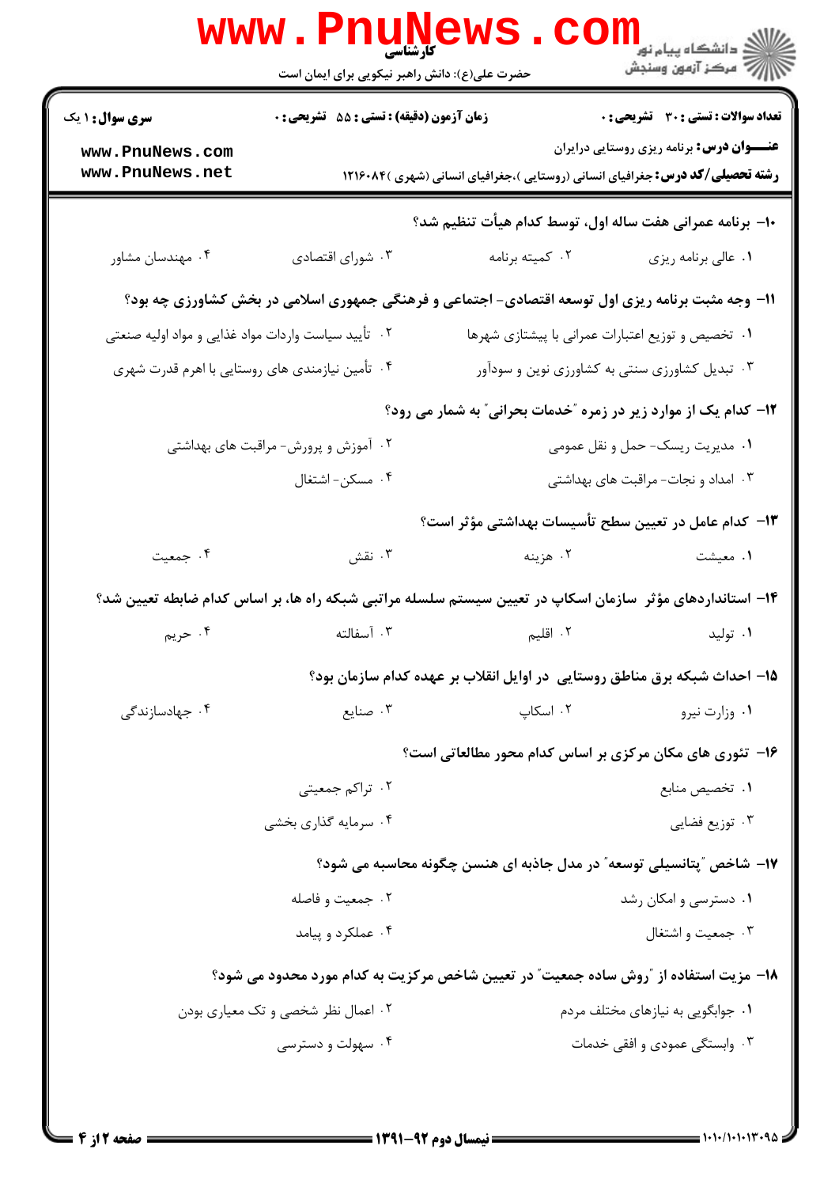۱۰- برنامه عمرانی هفت ساله اول، توسط کدام هیأت تنظیم شد؟

۱. عالی برنامه ریزی ۲. کمیته برنامه ۳. شورای اقتصادی ۴. مهندسان مشاور

۱۱- وجه مثبت برنامه ریزی اول توسعه اقتصادی- اجتماعی و فرهنگی جمهوری اسلامی در بخش کشاورزی چه بود؟

۱. تخصیص و توزیع اعتبارات عمرانی با پیشتازی شهرها
۲. تأیید سیاست واردات مواد غذایی و مواد اولیه صنعتی
۳. تبدیل کشاورزی سنتی به کشاورزی نوین و سودآور
۴. تأمین نیازمندی های روستایی با اهرم قدرت شهری

۱۲- کدام یک از موارد زیر در زمره "خدمات بحرانی" به شمار می رود؟

۱. مدیریت ریسک- حمل و نقل عمومی
۲. آموزش و پرورش- مراقبت های بهداشتی
۳. امداد و نجات- مراقبت های بهداشتی
۴. مسکن- اشتغال

۱۳- کدام عامل در تعیین سطح تأسیسات بهداشتی مؤثر است؟

۱. معیشت ۲. هزینه ۳. نقش ۴. جمعیت

۱۴- استانداردهای مؤثر سازمان اسکاپ در تعیین سیستم سلسله مراتبی شبکه راه ها، بر اساس کدام ضابطه تعیین شد؟

۱. تولید ۲. اقلیم ۳. آسفالته ۴. حریم

۱۵- احداث شبکه برق مناطق روستایی در اوایل انقلاب بر عهده کدام سازمان بود؟

۱. وزارت نیرو ۲. اسکاپ ۳. صنایع ۴. جهادسازندگی

۱۶- تئوری های مکان مرکزی بر اساس کدام محور مطالعاتی است؟

۱. تخصیص منابع
۲. تراکم جمعیتی
۳. توزیع فضایی
۴. سرمایه گذاری بخشی

۱۷- شاخص "پتانسیلی توسعه" در مدل جاذبه ای هنسن چگونه محاسبه می شود؟

۱. دسترسی و امکان رشد
۲. جمعیت و فاصله
۳. جمعیت و اشتغال
۴. عملکرد و پیامد

۱۸- مزیت استفاده از "روش ساده جمعیت" در تعیین شاخص مرکزیت به کدام مورد محدود می شود؟

۱. جوابگویی به نیازهای مختلف مردم
۲. اعمال نظر شخصی و تک معیاری بودن
۳. وابستگی عمودی و افقی خدمات
۴. سهولت و دسترسی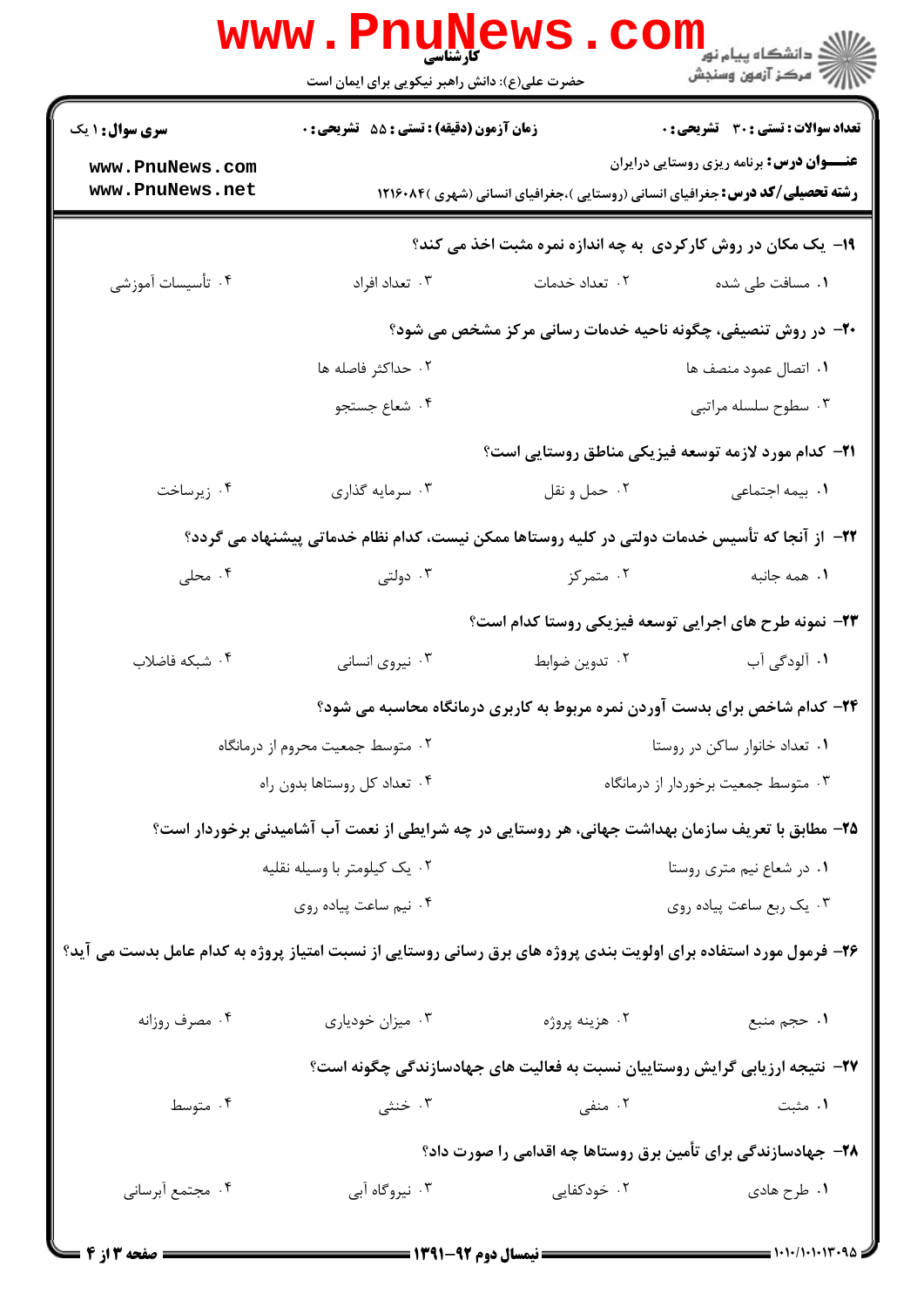۱۹- یک مکان در روش کارکردی به چه اندازه نمره مثبت اخذ می کند؟

۱. مسافت طی شده
۲. تعداد خدمات
۳. تعداد افراد
۴. تأسیسات آموزشی

۲۰- در روش تنصیفی، چگونه ناحیه خدمات رسانی مرکز مشخص می شود؟

۱. اتصال عمود منصف ها
۲. حداکثر فاصله ها
۳. سطوح سلسله مراتبی
۴. شعاع جستجو

۲۱- کدام مورد لازمه توسعه فیزیکی مناطق روستایی است؟

۱. بیمه اجتماعی
۲. حمل و نقل
۳. سرمایه گذاری
۴. زیرساخت

۲۲- از آنجا که تأسیس خدمات دولتی در کلیه روستاها ممکن نیست، کدام نظام خدماتی پیشنهاد می گردد؟

۱. همه جانبه
۲. متمرکز
۳. دولتی
۴. محلی

۲۳- نمونه طرح های اجرایی توسعه فیزیکی روستا کدام است؟

۱. آلودگی آب
۲. تدوین ضوابط
۳. نیروی انسانی
۴. شبکه فاضلاب

۲۴- کدام شاخص برای بدست آوردن نمره مربوط به کاربری درمانگاه محاسبه می شود؟

۱. تعداد خانوار ساکن در روستا
۲. متوسط جمعیت محروم از درمانگاه
۳. متوسط جمعیت برخوردار از درمانگاه
۴. تعداد کل روستاها بدون راه

۲۵- مطابق با تعریف سازمان بهداشت جهانی، هر روستایی در چه شرایطی از نعمت آب آشامیدنی برخوردار است؟

۱. در شعاع نیم متری روستا
۲. یک کیلومتر با وسیله نقلیه
۳. یک ربع ساعت پیاده روی
۴. نیم ساعت پیاده روی

۲۶- فرمول مورد استفاده برای اولویت بندی پروژه های برق رسانی روستایی از نسبت امتیاز پروژه به کدام عامل بدست می آید؟

۱. حجم منبع
۲. هزینه پروژه
۳. میزان خودیاری
۴. مصرف روزانه

۲۷- نتیجه ارزیابی گرایش روستاییان نسبت به فعالیت های جهادسازندگی چگونه است؟

۱. مثبت
۲. منفی
۳. خنثی
۴. متوسط

۲۸- جهادسازندگی برای تأمین برق روستاها چه اقدامی را صورت داد؟

۱. طرح هادی
۲. خودکفایی
۳. نیروگاه آبی
۴. مجتمع آبرسانی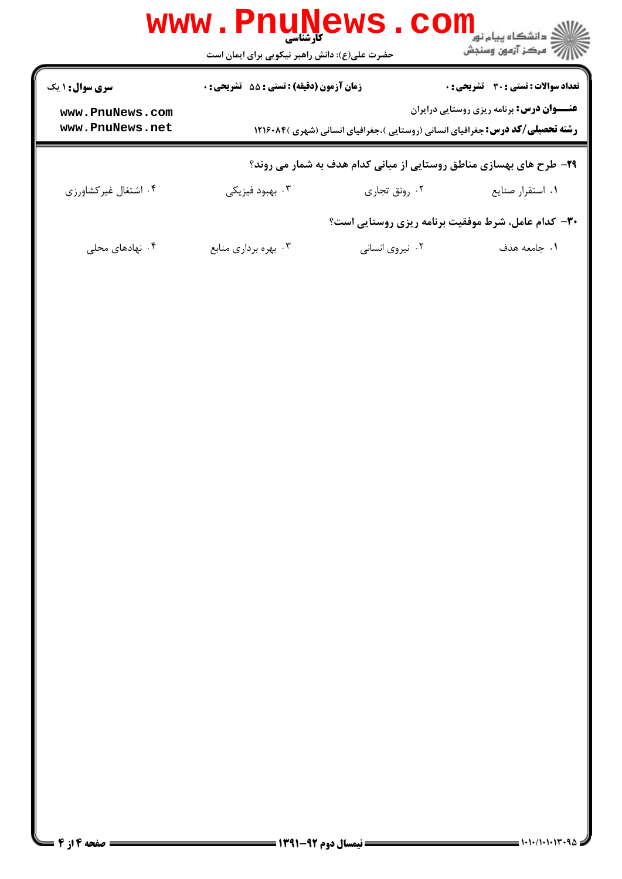۲۹- طرح های بهسازی مناطق روستایی از مبانی کدام هدف به شمار می روند؟

۱. استقرار صنایع
۲. رونق تجاری
۳. بهبود فیزیکی
۴. اشتغال غیرکشاورزی

۳۰- کدام عامل، شرط موفقیت برنامه ریزی روستایی است؟

۱. جامعه هدف
۲. نیروی انسانی
۳. بهره برداری منابع
۴. نهادهای محلی